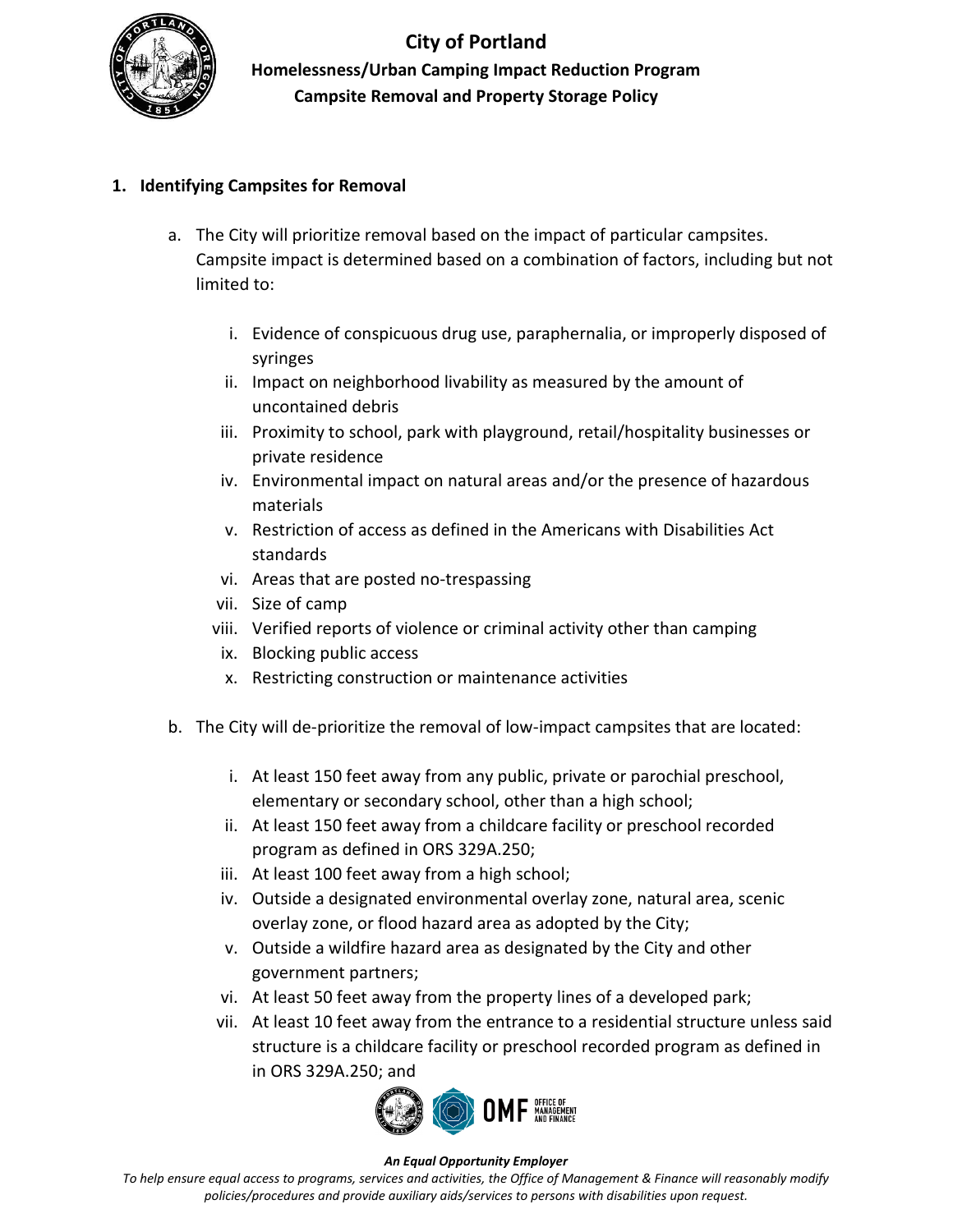# City of Portland

## Homelessness/Urban Camping Impact Reduction Program

## Campsite Removal and Property Storage Policy

1. **Identifying Campsites for Removal**

   a. The City will prioritize removal based on the impact of particular campsites. Campsite impact is determined based on a combination of factors, including but not limited to:

      i. Evidence of conspicuous drug use, paraphernalia, or improperly disposed of syringes
      ii. Impact on neighborhood livability as measured by the amount of uncontained debris
      iii. Proximity to school, park with playground, retail/hospitality businesses or private residence
      iv. Environmental impact on natural areas and/or the presence of hazardous materials
      v. Restriction of access as defined in the Americans with Disabilities Act standards
      vi. Areas that are posted no-trespassing
      vii. Size of camp
      viii. Verified reports of violence or criminal activity other than camping
      ix. Blocking public access
      x. Restricting construction or maintenance activities

   b. The City will de-prioritize the removal of low-impact campsites that are located:

      i. At least 150 feet away from any public, private or parochial preschool, elementary or secondary school, other than a high school;
      ii. At least 150 feet away from a childcare facility or preschool recorded program as defined in ORS 329A.250;
      iii. At least 100 feet away from a high school;
      iv. Outside a designated environmental overlay zone, natural area, scenic overlay zone, or flood hazard area as adopted by the City;
      v. Outside a wildfire hazard area as designated by the City and other government partners;
      vi. At least 50 feet away from the property lines of a developed park;
      vii. At least 10 feet away from the entrance to a residential structure unless said structure is a childcare facility or preschool recorded program as defined in in ORS 329A.250; and

***An Equal Opportunity Employer***

*To help ensure equal access to programs, services and activities, the Office of Management & Finance will reasonably modify policies/procedures and provide auxiliary aids/services to persons with disabilities upon request.*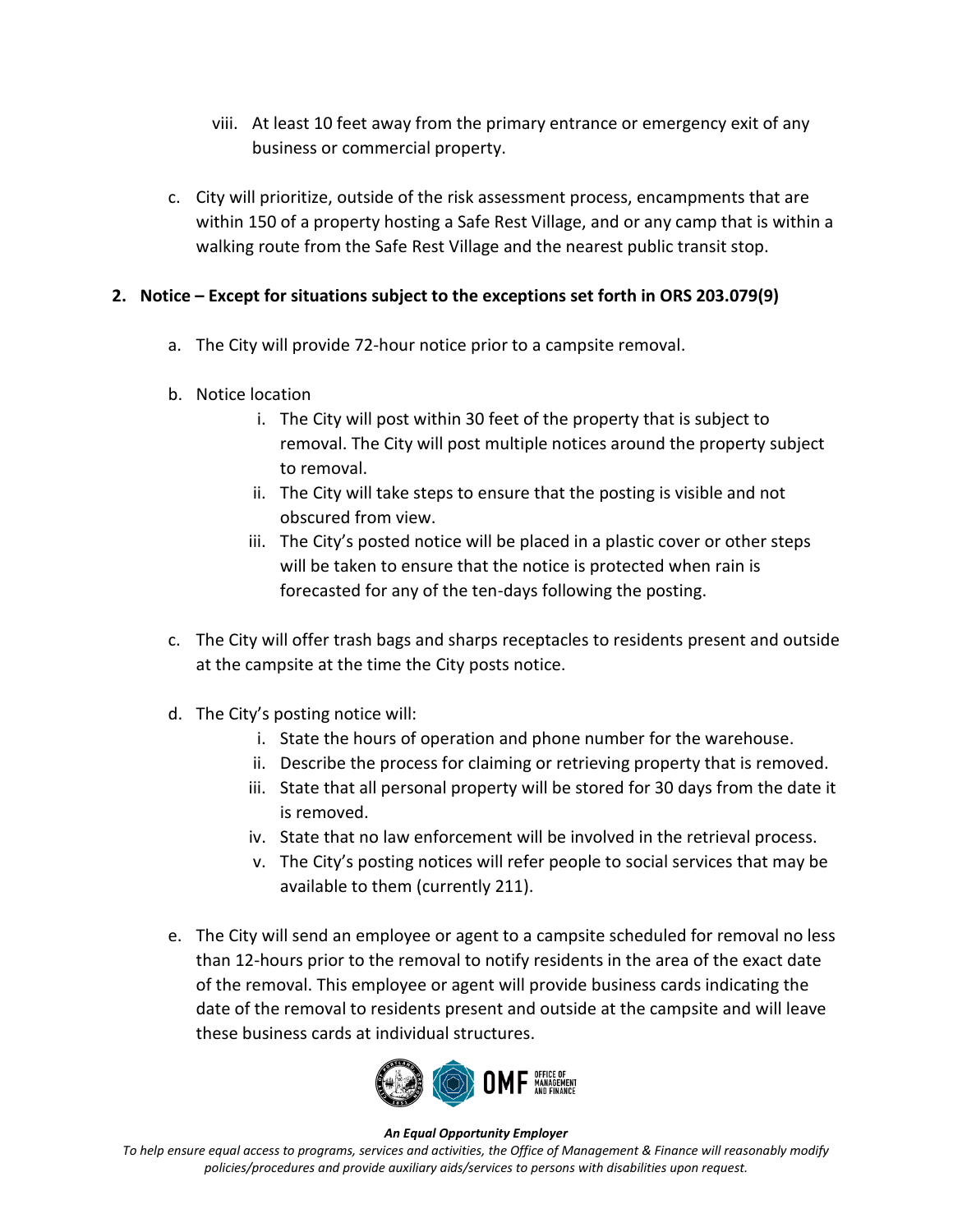viii. At least 10 feet away from the primary entrance or emergency exit of any business or commercial property.

c. City will prioritize, outside of the risk assessment process, encampments that are within 150 of a property hosting a Safe Rest Village, and or any camp that is within a walking route from the Safe Rest Village and the nearest public transit stop.

**2. Notice – Except for situations subject to the exceptions set forth in ORS 203.079(9)**

a. The City will provide 72-hour notice prior to a campsite removal.

b. Notice location
   i. The City will post within 30 feet of the property that is subject to removal. The City will post multiple notices around the property subject to removal.
   ii. The City will take steps to ensure that the posting is visible and not obscured from view.
   iii. The City's posted notice will be placed in a plastic cover or other steps will be taken to ensure that the notice is protected when rain is forecasted for any of the ten-days following the posting.

c. The City will offer trash bags and sharps receptacles to residents present and outside at the campsite at the time the City posts notice.

d. The City's posting notice will:
   i. State the hours of operation and phone number for the warehouse.
   ii. Describe the process for claiming or retrieving property that is removed.
   iii. State that all personal property will be stored for 30 days from the date it is removed.
   iv. State that no law enforcement will be involved in the retrieval process.
   v. The City's posting notices will refer people to social services that may be available to them (currently 211).

e. The City will send an employee or agent to a campsite scheduled for removal no less than 12-hours prior to the removal to notify residents in the area of the exact date of the removal. This employee or agent will provide business cards indicating the date of the removal to residents present and outside at the campsite and will leave these business cards at individual structures.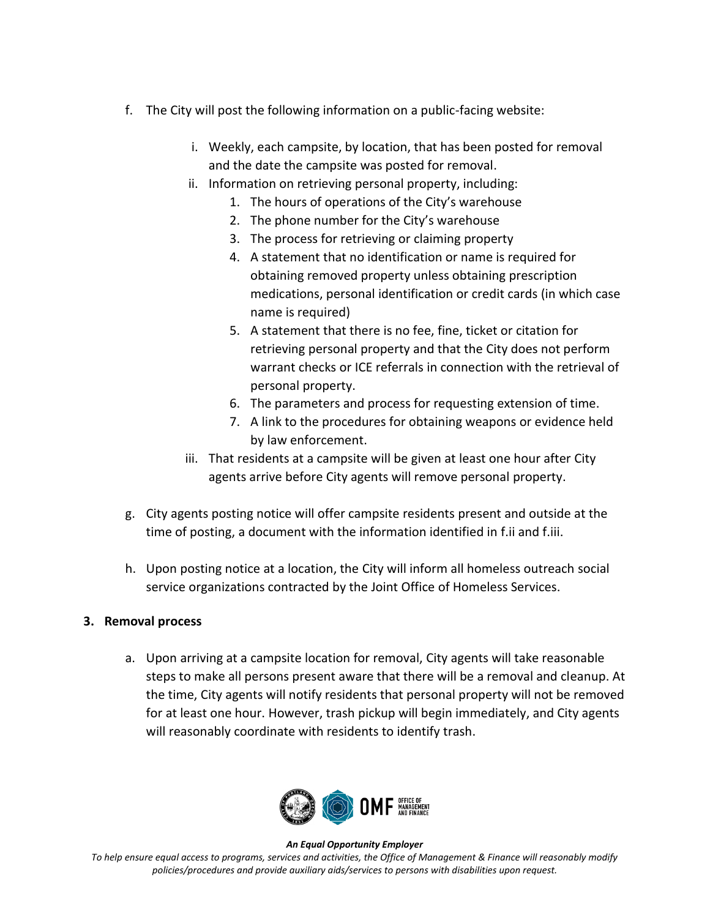f. The City will post the following information on a public-facing website:

    i. Weekly, each campsite, by location, that has been posted for removal and the date the campsite was posted for removal.

    ii. Information on retrieving personal property, including:

        1. The hours of operations of the City's warehouse
        2. The phone number for the City's warehouse
        3. The process for retrieving or claiming property
        4. A statement that no identification or name is required for obtaining removed property unless obtaining prescription medications, personal identification or credit cards (in which case name is required)
        5. A statement that there is no fee, fine, ticket or citation for retrieving personal property and that the City does not perform warrant checks or ICE referrals in connection with the retrieval of personal property.
        6. The parameters and process for requesting extension of time.
        7. A link to the procedures for obtaining weapons or evidence held by law enforcement.

    iii. That residents at a campsite will be given at least one hour after City agents arrive before City agents will remove personal property.

g. City agents posting notice will offer campsite residents present and outside at the time of posting, a document with the information identified in f.ii and f.iii.

h. Upon posting notice at a location, the City will inform all homeless outreach social service organizations contracted by the Joint Office of Homeless Services.

**3. Removal process**

a. Upon arriving at a campsite location for removal, City agents will take reasonable steps to make all persons present aware that there will be a removal and cleanup. At the time, City agents will notify residents that personal property will not be removed for at least one hour. However, trash pickup will begin immediately, and City agents will reasonably coordinate with residents to identify trash.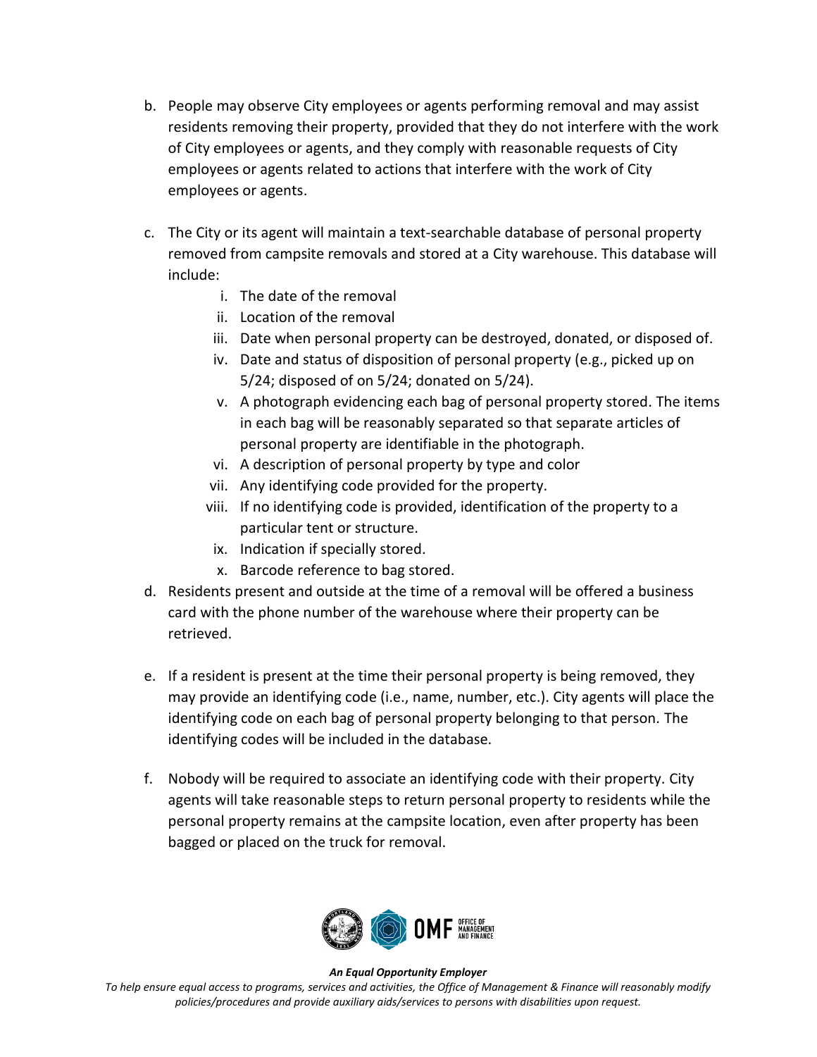b. People may observe City employees or agents performing removal and may assist residents removing their property, provided that they do not interfere with the work of City employees or agents, and they comply with reasonable requests of City employees or agents related to actions that interfere with the work of City employees or agents.

c. The City or its agent will maintain a text-searchable database of personal property removed from campsite removals and stored at a City warehouse. This database will include:

   i. The date of the removal
   ii. Location of the removal
   iii. Date when personal property can be destroyed, donated, or disposed of.
   iv. Date and status of disposition of personal property (e.g., picked up on 5/24; disposed of on 5/24; donated on 5/24).
   v. A photograph evidencing each bag of personal property stored. The items in each bag will be reasonably separated so that separate articles of personal property are identifiable in the photograph.
   vi. A description of personal property by type and color
   vii. Any identifying code provided for the property.
   viii. If no identifying code is provided, identification of the property to a particular tent or structure.
   ix. Indication if specially stored.
   x. Barcode reference to bag stored.

d. Residents present and outside at the time of a removal will be offered a business card with the phone number of the warehouse where their property can be retrieved.

e. If a resident is present at the time their personal property is being removed, they may provide an identifying code (i.e., name, number, etc.). City agents will place the identifying code on each bag of personal property belonging to that person. The identifying codes will be included in the database.

f. Nobody will be required to associate an identifying code with their property. City agents will take reasonable steps to return personal property to residents while the personal property remains at the campsite location, even after property has been bagged or placed on the truck for removal.

***An Equal Opportunity Employer***

*To help ensure equal access to programs, services and activities, the Office of Management & Finance will reasonably modify policies/procedures and provide auxiliary aids/services to persons with disabilities upon request.*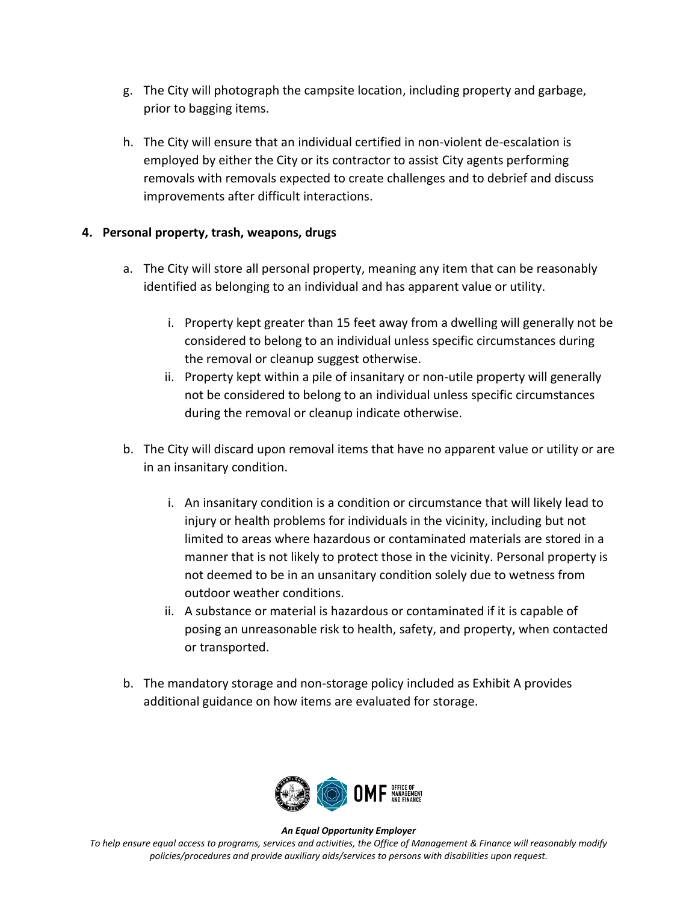g. The City will photograph the campsite location, including property and garbage, prior to bagging items.

h. The City will ensure that an individual certified in non-violent de-escalation is employed by either the City or its contractor to assist City agents performing removals with removals expected to create challenges and to debrief and discuss improvements after difficult interactions.

**4. Personal property, trash, weapons, drugs**

a. The City will store all personal property, meaning any item that can be reasonably identified as belonging to an individual and has apparent value or utility.

   i. Property kept greater than 15 feet away from a dwelling will generally not be considered to belong to an individual unless specific circumstances during the removal or cleanup suggest otherwise.

   ii. Property kept within a pile of insanitary or non-utile property will generally not be considered to belong to an individual unless specific circumstances during the removal or cleanup indicate otherwise.

b. The City will discard upon removal items that have no apparent value or utility or are in an insanitary condition.

   i. An insanitary condition is a condition or circumstance that will likely lead to injury or health problems for individuals in the vicinity, including but not limited to areas where hazardous or contaminated materials are stored in a manner that is not likely to protect those in the vicinity. Personal property is not deemed to be in an unsanitary condition solely due to wetness from outdoor weather conditions.

   ii. A substance or material is hazardous or contaminated if it is capable of posing an unreasonable risk to health, safety, and property, when contacted or transported.

b. The mandatory storage and non-storage policy included as Exhibit A provides additional guidance on how items are evaluated for storage.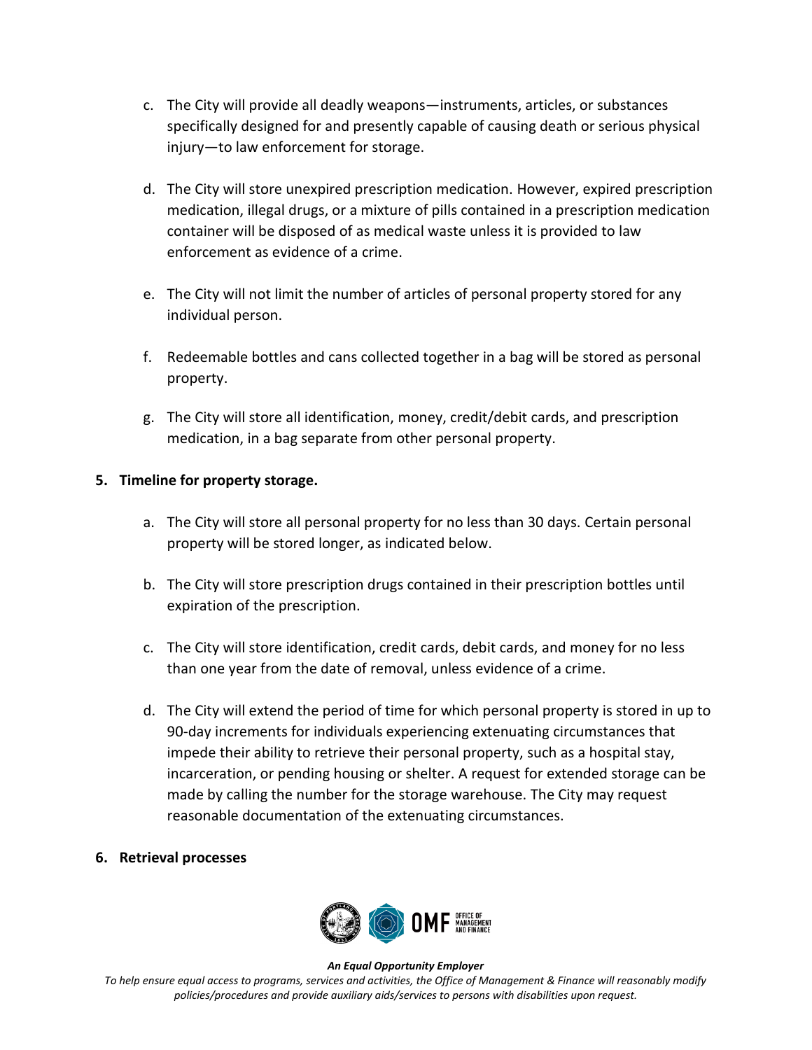c. The City will provide all deadly weapons—instruments, articles, or substances specifically designed for and presently capable of causing death or serious physical injury—to law enforcement for storage.

d. The City will store unexpired prescription medication. However, expired prescription medication, illegal drugs, or a mixture of pills contained in a prescription medication container will be disposed of as medical waste unless it is provided to law enforcement as evidence of a crime.

e. The City will not limit the number of articles of personal property stored for any individual person.

f. Redeemable bottles and cans collected together in a bag will be stored as personal property.

g. The City will store all identification, money, credit/debit cards, and prescription medication, in a bag separate from other personal property.

**5. Timeline for property storage.**

a. The City will store all personal property for no less than 30 days. Certain personal property will be stored longer, as indicated below.

b. The City will store prescription drugs contained in their prescription bottles until expiration of the prescription.

c. The City will store identification, credit cards, debit cards, and money for no less than one year from the date of removal, unless evidence of a crime.

d. The City will extend the period of time for which personal property is stored in up to 90-day increments for individuals experiencing extenuating circumstances that impede their ability to retrieve their personal property, such as a hospital stay, incarceration, or pending housing or shelter. A request for extended storage can be made by calling the number for the storage warehouse. The City may request reasonable documentation of the extenuating circumstances.

**6. Retrieval processes**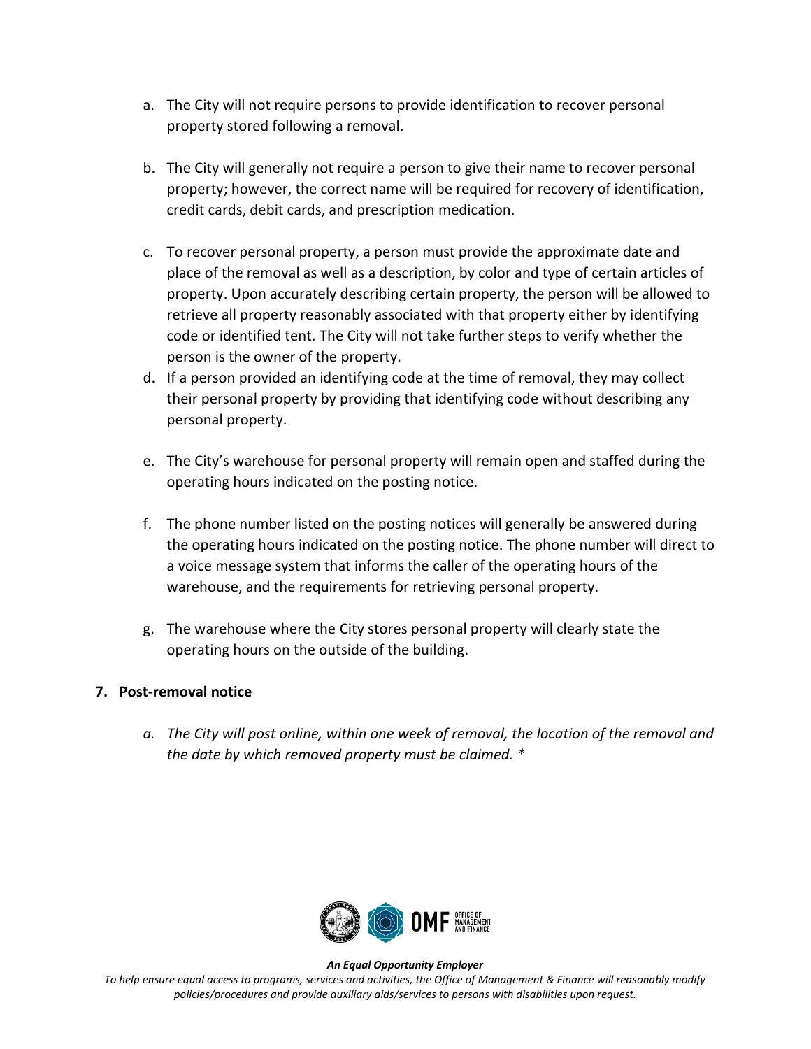a. The City will not require persons to provide identification to recover personal property stored following a removal.

b. The City will generally not require a person to give their name to recover personal property; however, the correct name will be required for recovery of identification, credit cards, debit cards, and prescription medication.

c. To recover personal property, a person must provide the approximate date and place of the removal as well as a description, by color and type of certain articles of property. Upon accurately describing certain property, the person will be allowed to retrieve all property reasonably associated with that property either by identifying code or identified tent. The City will not take further steps to verify whether the person is the owner of the property.

d. If a person provided an identifying code at the time of removal, they may collect their personal property by providing that identifying code without describing any personal property.

e. The City's warehouse for personal property will remain open and staffed during the operating hours indicated on the posting notice.

f. The phone number listed on the posting notices will generally be answered during the operating hours indicated on the posting notice. The phone number will direct to a voice message system that informs the caller of the operating hours of the warehouse, and the requirements for retrieving personal property.

g. The warehouse where the City stores personal property will clearly state the operating hours on the outside of the building.

**7. Post-removal notice**

*a. The City will post online, within one week of removal, the location of the removal and the date by which removed property must be claimed. **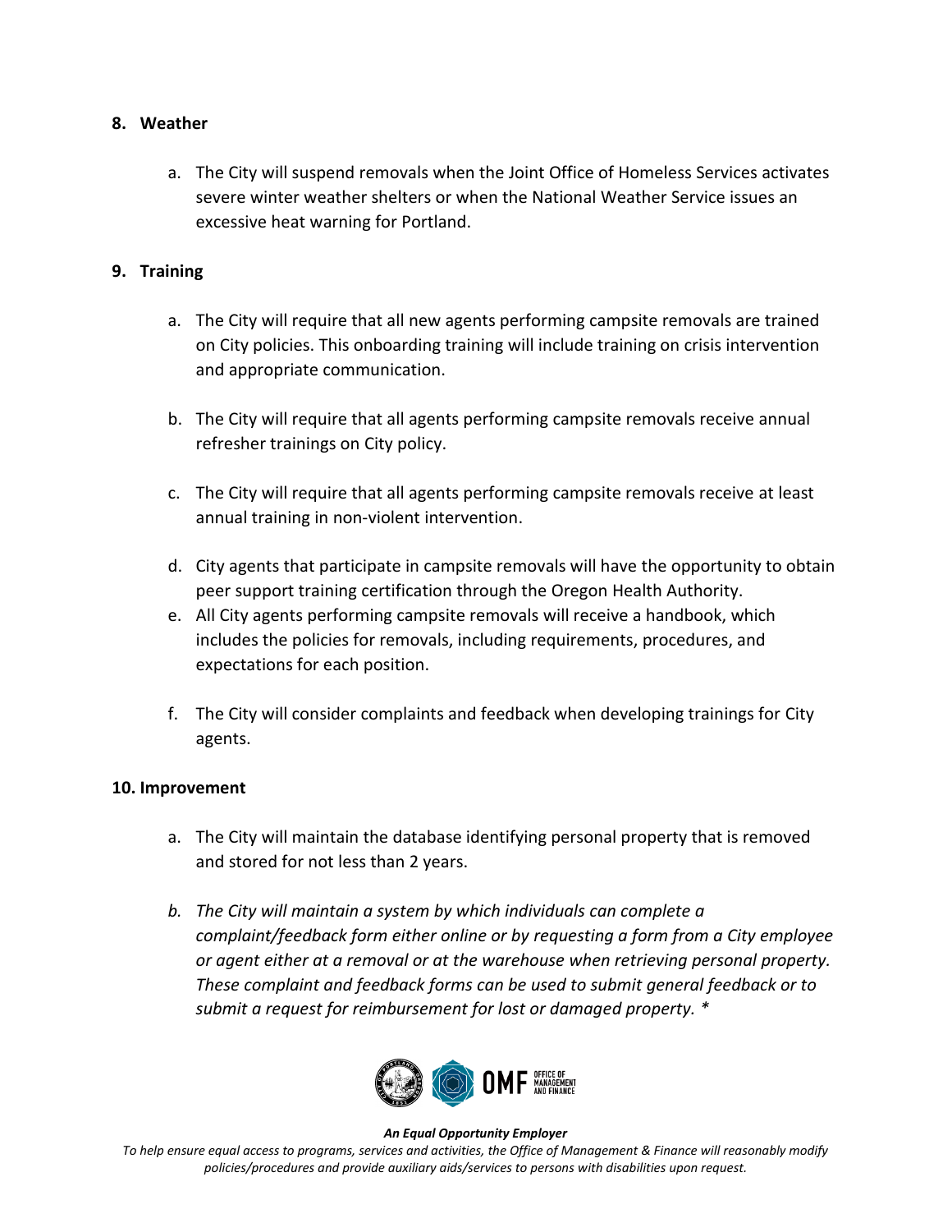## 8. Weather

a. The City will suspend removals when the Joint Office of Homeless Services activates severe winter weather shelters or when the National Weather Service issues an excessive heat warning for Portland.

## 9. Training

a. The City will require that all new agents performing campsite removals are trained on City policies. This onboarding training will include training on crisis intervention and appropriate communication.

b. The City will require that all agents performing campsite removals receive annual refresher trainings on City policy.

c. The City will require that all agents performing campsite removals receive at least annual training in non-violent intervention.

d. City agents that participate in campsite removals will have the opportunity to obtain peer support training certification through the Oregon Health Authority.

e. All City agents performing campsite removals will receive a handbook, which includes the policies for removals, including requirements, procedures, and expectations for each position.

f. The City will consider complaints and feedback when developing trainings for City agents.

## 10. Improvement

a. The City will maintain the database identifying personal property that is removed and stored for not less than 2 years.

*b. The City will maintain a system by which individuals can complete a complaint/feedback form either online or by requesting a form from a City employee or agent either at a removal or at the warehouse when retrieving personal property. These complaint and feedback forms can be used to submit general feedback or to submit a request for reimbursement for lost or damaged property. **

***An Equal Opportunity Employer***

*To help ensure equal access to programs, services and activities, the Office of Management & Finance will reasonably modify policies/procedures and provide auxiliary aids/services to persons with disabilities upon request.*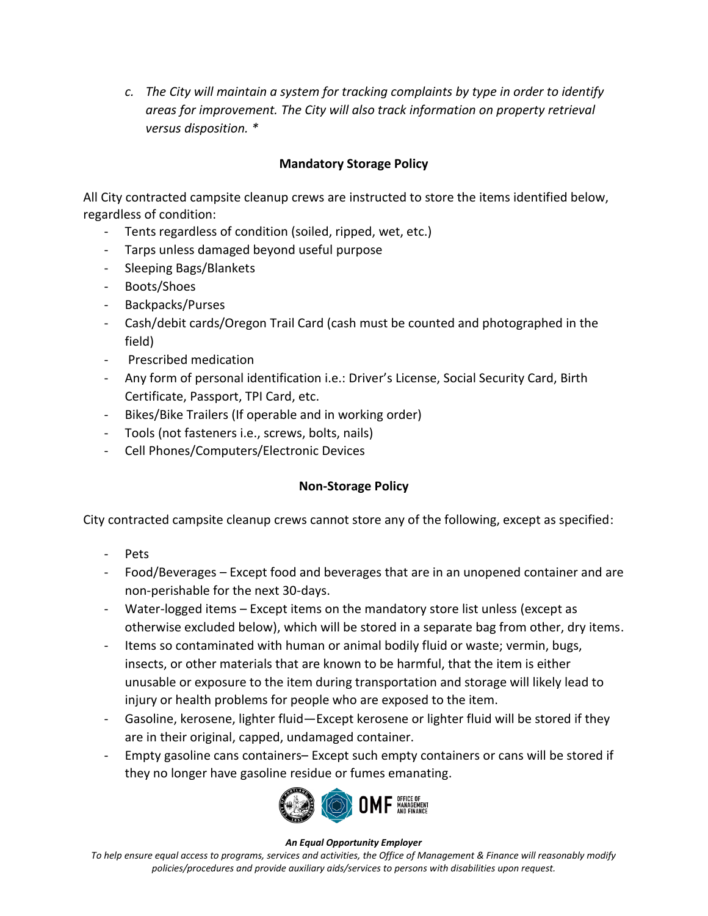*c. The City will maintain a system for tracking complaints by type in order to identify areas for improvement. The City will also track information on property retrieval versus disposition. **

**Mandatory Storage Policy**

All City contracted campsite cleanup crews are instructed to store the items identified below, regardless of condition:

- Tents regardless of condition (soiled, ripped, wet, etc.)
- Tarps unless damaged beyond useful purpose
- Sleeping Bags/Blankets
- Boots/Shoes
- Backpacks/Purses
- Cash/debit cards/Oregon Trail Card (cash must be counted and photographed in the field)
- Prescribed medication
- Any form of personal identification i.e.: Driver's License, Social Security Card, Birth Certificate, Passport, TPI Card, etc.
- Bikes/Bike Trailers (If operable and in working order)
- Tools (not fasteners i.e., screws, bolts, nails)
- Cell Phones/Computers/Electronic Devices

**Non-Storage Policy**

City contracted campsite cleanup crews cannot store any of the following, except as specified:

- Pets
- Food/Beverages – Except food and beverages that are in an unopened container and are non-perishable for the next 30-days.
- Water-logged items – Except items on the mandatory store list unless (except as otherwise excluded below), which will be stored in a separate bag from other, dry items.
- Items so contaminated with human or animal bodily fluid or waste; vermin, bugs, insects, or other materials that are known to be harmful, that the item is either unusable or exposure to the item during transportation and storage will likely lead to injury or health problems for people who are exposed to the item.
- Gasoline, kerosene, lighter fluid—Except kerosene or lighter fluid will be stored if they are in their original, capped, undamaged container.
- Empty gasoline cans containers– Except such empty containers or cans will be stored if they no longer have gasoline residue or fumes emanating.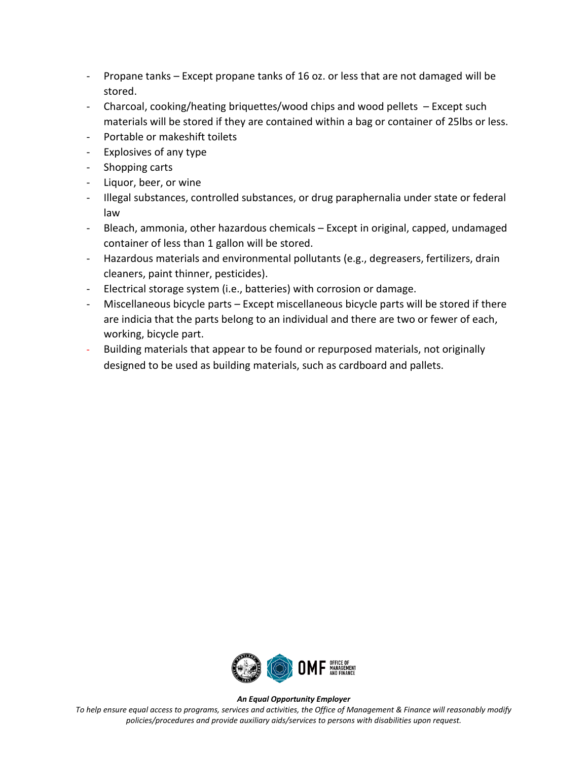- Propane tanks – Except propane tanks of 16 oz. or less that are not damaged will be stored.
- Charcoal, cooking/heating briquettes/wood chips and wood pellets – Except such materials will be stored if they are contained within a bag or container of 25lbs or less.
- Portable or makeshift toilets
- Explosives of any type
- Shopping carts
- Liquor, beer, or wine
- Illegal substances, controlled substances, or drug paraphernalia under state or federal law
- Bleach, ammonia, other hazardous chemicals – Except in original, capped, undamaged container of less than 1 gallon will be stored.
- Hazardous materials and environmental pollutants (e.g., degreasers, fertilizers, drain cleaners, paint thinner, pesticides).
- Electrical storage system (i.e., batteries) with corrosion or damage.
- Miscellaneous bicycle parts – Except miscellaneous bicycle parts will be stored if there are indicia that the parts belong to an individual and there are two or fewer of each, working, bicycle part.
- Building materials that appear to be found or repurposed materials, not originally designed to be used as building materials, such as cardboard and pallets.

OMF OFFICE OF MANAGEMENT AND FINANCE

***An Equal Opportunity Employer***

*To help ensure equal access to programs, services and activities, the Office of Management & Finance will reasonably modify policies/procedures and provide auxiliary aids/services to persons with disabilities upon request.*